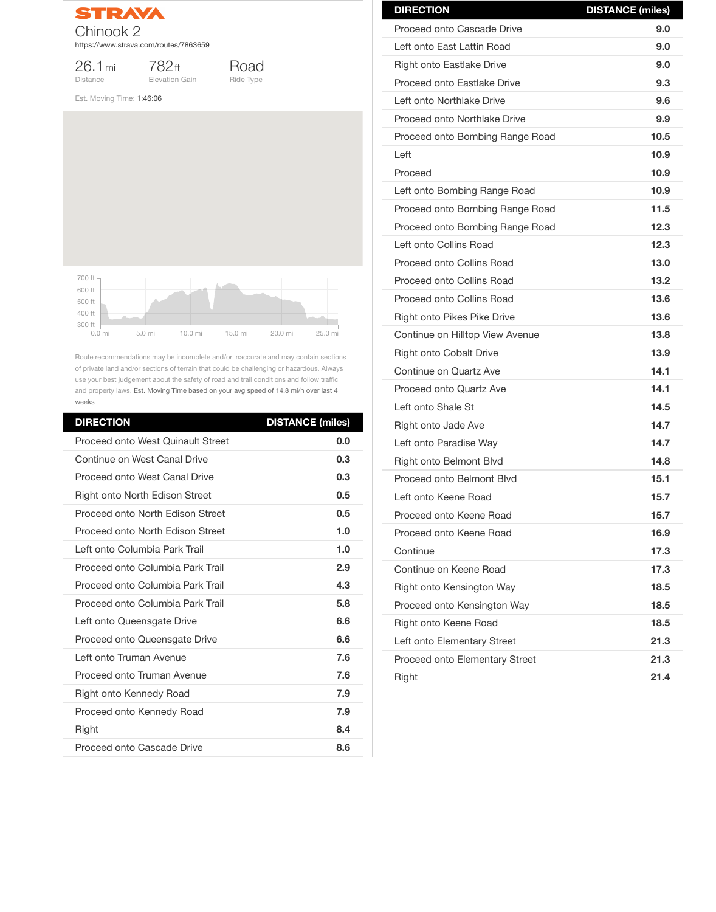STRAVA

# Chinook 2

https://www.strava.com/routes/7863659

| 26.1 mi | 782 ft | Road |
|---|---|---|
| Distance | Elevation Gain | Ride Type |

Est. Moving Time: 1:46:06

Route recommendations may be incomplete and/or inaccurate and may contain sections of private land and/or sections of terrain that could be challenging or hazardous. Always use your best judgement about the safety of road and trail conditions and follow traffic and property laws. Est. Moving Time based on your avg speed of 14.8 mi/h over last 4 weeks

| DIRECTION | DISTANCE (miles) |
|---|---|
| Proceed onto West Quinault Street | 0.0 |
| Continue on West Canal Drive | 0.3 |
| Proceed onto West Canal Drive | 0.3 |
| Right onto North Edison Street | 0.5 |
| Proceed onto North Edison Street | 0.5 |
| Proceed onto North Edison Street | 1.0 |
| Left onto Columbia Park Trail | 1.0 |
| Proceed onto Columbia Park Trail | 2.9 |
| Proceed onto Columbia Park Trail | 4.3 |
| Proceed onto Columbia Park Trail | 5.8 |
| Left onto Queensgate Drive | 6.6 |
| Proceed onto Queensgate Drive | 6.6 |
| Left onto Truman Avenue | 7.6 |
| Proceed onto Truman Avenue | 7.6 |
| Right onto Kennedy Road | 7.9 |
| Proceed onto Kennedy Road | 7.9 |
| Right | 8.4 |
| Proceed onto Cascade Drive | 8.6 |
| Proceed onto Cascade Drive | 9.0 |
| Left onto East Lattin Road | 9.0 |
| Right onto Eastlake Drive | 9.0 |
| Proceed onto Eastlake Drive | 9.3 |
| Left onto Northlake Drive | 9.6 |
| Proceed onto Northlake Drive | 9.9 |
| Proceed onto Bombing Range Road | 10.5 |
| Left | 10.9 |
| Proceed | 10.9 |
| Left onto Bombing Range Road | 10.9 |
| Proceed onto Bombing Range Road | 11.5 |
| Proceed onto Bombing Range Road | 12.3 |
| Left onto Collins Road | 12.3 |
| Proceed onto Collins Road | 13.0 |
| Proceed onto Collins Road | 13.2 |
| Proceed onto Collins Road | 13.6 |
| Right onto Pikes Pike Drive | 13.6 |
| Continue on Hilltop View Avenue | 13.8 |
| Right onto Cobalt Drive | 13.9 |
| Continue on Quartz Ave | 14.1 |
| Proceed onto Quartz Ave | 14.1 |
| Left onto Shale St | 14.5 |
| Right onto Jade Ave | 14.7 |
| Left onto Paradise Way | 14.7 |
| Right onto Belmont Blvd | 14.8 |
| Proceed onto Belmont Blvd | 15.1 |
| Left onto Keene Road | 15.7 |
| Proceed onto Keene Road | 15.7 |
| Proceed onto Keene Road | 16.9 |
| Continue | 17.3 |
| Continue on Keene Road | 17.3 |
| Right onto Kensington Way | 18.5 |
| Proceed onto Kensington Way | 18.5 |
| Right onto Keene Road | 18.5 |
| Left onto Elementary Street | 21.3 |
| Proceed onto Elementary Street | 21.3 |
| Right | 21.4 |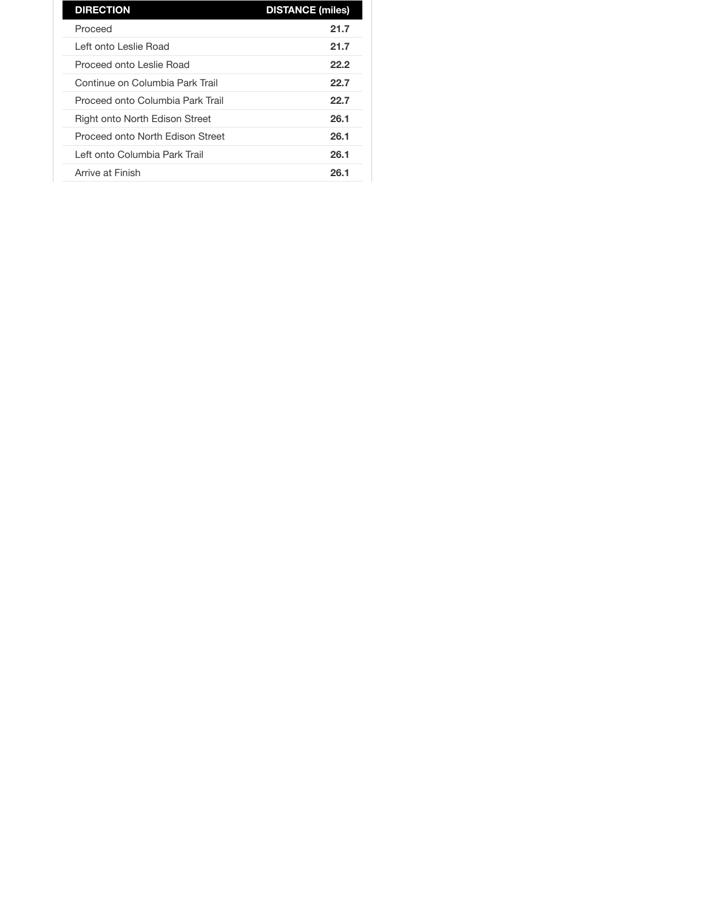| DIRECTION | DISTANCE (miles) |
| --- | --- |
| Proceed | **21.7** |
| Left onto Leslie Road | **21.7** |
| Proceed onto Leslie Road | **22.2** |
| Continue on Columbia Park Trail | **22.7** |
| Proceed onto Columbia Park Trail | **22.7** |
| Right onto North Edison Street | **26.1** |
| Proceed onto North Edison Street | **26.1** |
| Left onto Columbia Park Trail | **26.1** |
| Arrive at Finish | **26.1** |